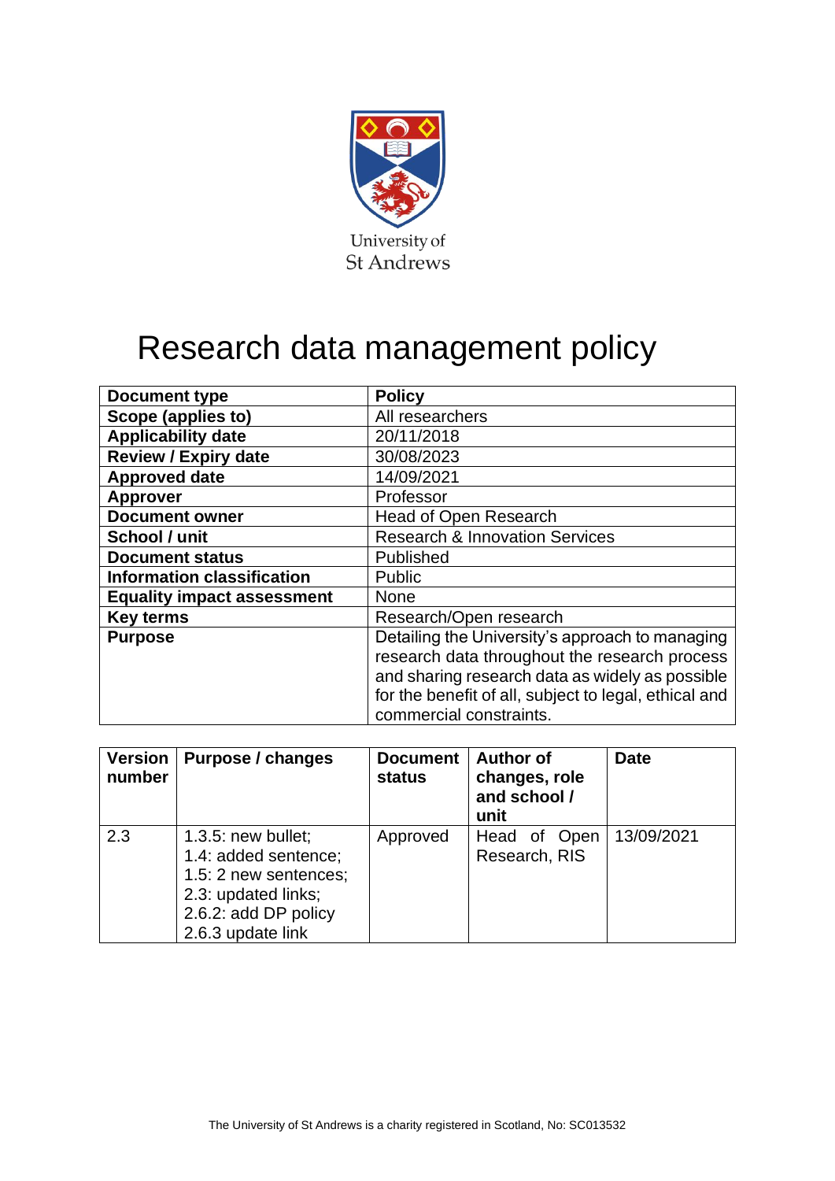University of St Andrews

# Research data management policy

| Document type | Policy |
|---|---|
| Scope (applies to) | All researchers |
| Applicability date | 20/11/2018 |
| Review / Expiry date | 30/08/2023 |
| Approved date | 14/09/2021 |
| Approver | Professor |
| Document owner | Head of Open Research |
| School / unit | Research & Innovation Services |
| Document status | Published |
| Information classification | Public |
| Equality impact assessment | None |
| Key terms | Research/Open research |
| Purpose | Detailing the University's approach to managing research data throughout the research process and sharing research data as widely as possible for the benefit of all, subject to legal, ethical and commercial constraints. |

| Version number | Purpose / changes | Document status | Author of changes, role and school / unit | Date |
|---|---|---|---|---|
| 2.3 | 1.3.5: new bullet; 1.4: added sentence; 1.5: 2 new sentences; 2.3: updated links; 2.6.2: add DP policy 2.6.3 update link | Approved | Head of Open Research, RIS | 13/09/2021 |

The University of St Andrews is a charity registered in Scotland, No: SC013532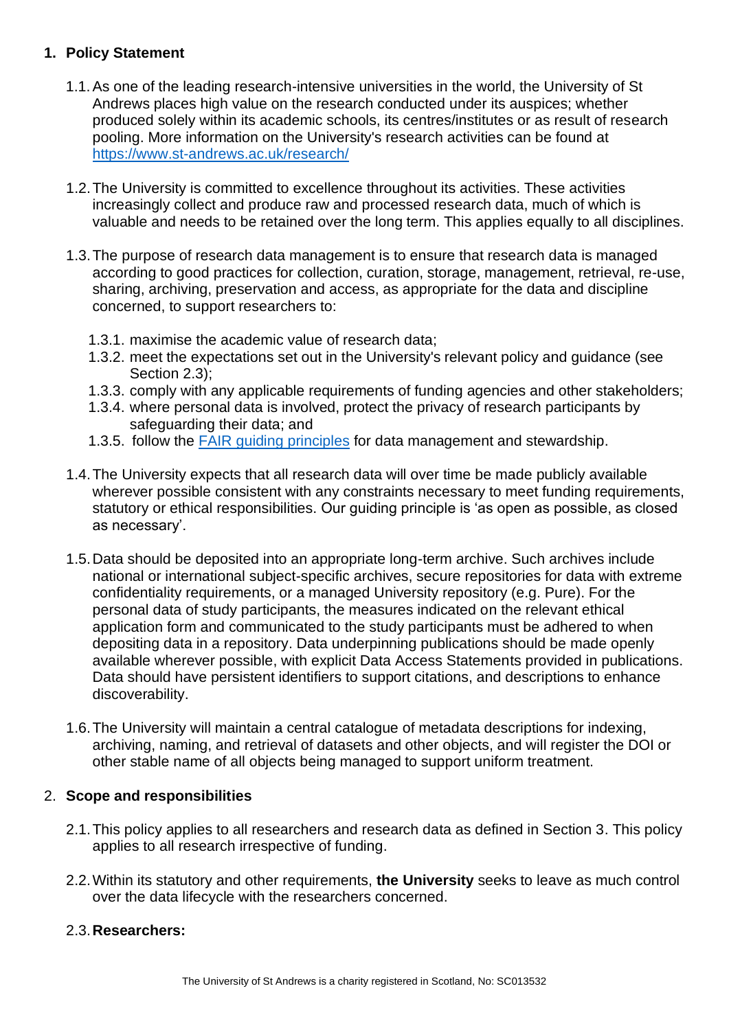## 1. Policy Statement

1.1. As one of the leading research-intensive universities in the world, the University of St Andrews places high value on the research conducted under its auspices; whether produced solely within its academic schools, its centres/institutes or as result of research pooling. More information on the University's research activities can be found at [https://www.st-andrews.ac.uk/research/](https://www.st-andrews.ac.uk/research/)

1.2. The University is committed to excellence throughout its activities. These activities increasingly collect and produce raw and processed research data, much of which is valuable and needs to be retained over the long term. This applies equally to all disciplines.

1.3. The purpose of research data management is to ensure that research data is managed according to good practices for collection, curation, storage, management, retrieval, re-use, sharing, archiving, preservation and access, as appropriate for the data and discipline concerned, to support researchers to:

- 1.3.1. maximise the academic value of research data;
- 1.3.2. meet the expectations set out in the University's relevant policy and guidance (see Section 2.3);
- 1.3.3. comply with any applicable requirements of funding agencies and other stakeholders;
- 1.3.4. where personal data is involved, protect the privacy of research participants by safeguarding their data; and
- 1.3.5. follow the [FAIR guiding principles]() for data management and stewardship.

1.4. The University expects that all research data will over time be made publicly available wherever possible consistent with any constraints necessary to meet funding requirements, statutory or ethical responsibilities. Our guiding principle is 'as open as possible, as closed as necessary'.

1.5. Data should be deposited into an appropriate long-term archive. Such archives include national or international subject-specific archives, secure repositories for data with extreme confidentiality requirements, or a managed University repository (e.g. Pure). For the personal data of study participants, the measures indicated on the relevant ethical application form and communicated to the study participants must be adhered to when depositing data in a repository. Data underpinning publications should be made openly available wherever possible, with explicit Data Access Statements provided in publications. Data should have persistent identifiers to support citations, and descriptions to enhance discoverability.

1.6. The University will maintain a central catalogue of metadata descriptions for indexing, archiving, naming, and retrieval of datasets and other objects, and will register the DOI or other stable name of all objects being managed to support uniform treatment.

## 2. Scope and responsibilities

2.1. This policy applies to all researchers and research data as defined in Section 3. This policy applies to all research irrespective of funding.

2.2. Within its statutory and other requirements, **the University** seeks to leave as much control over the data lifecycle with the researchers concerned.

2.3. **Researchers:**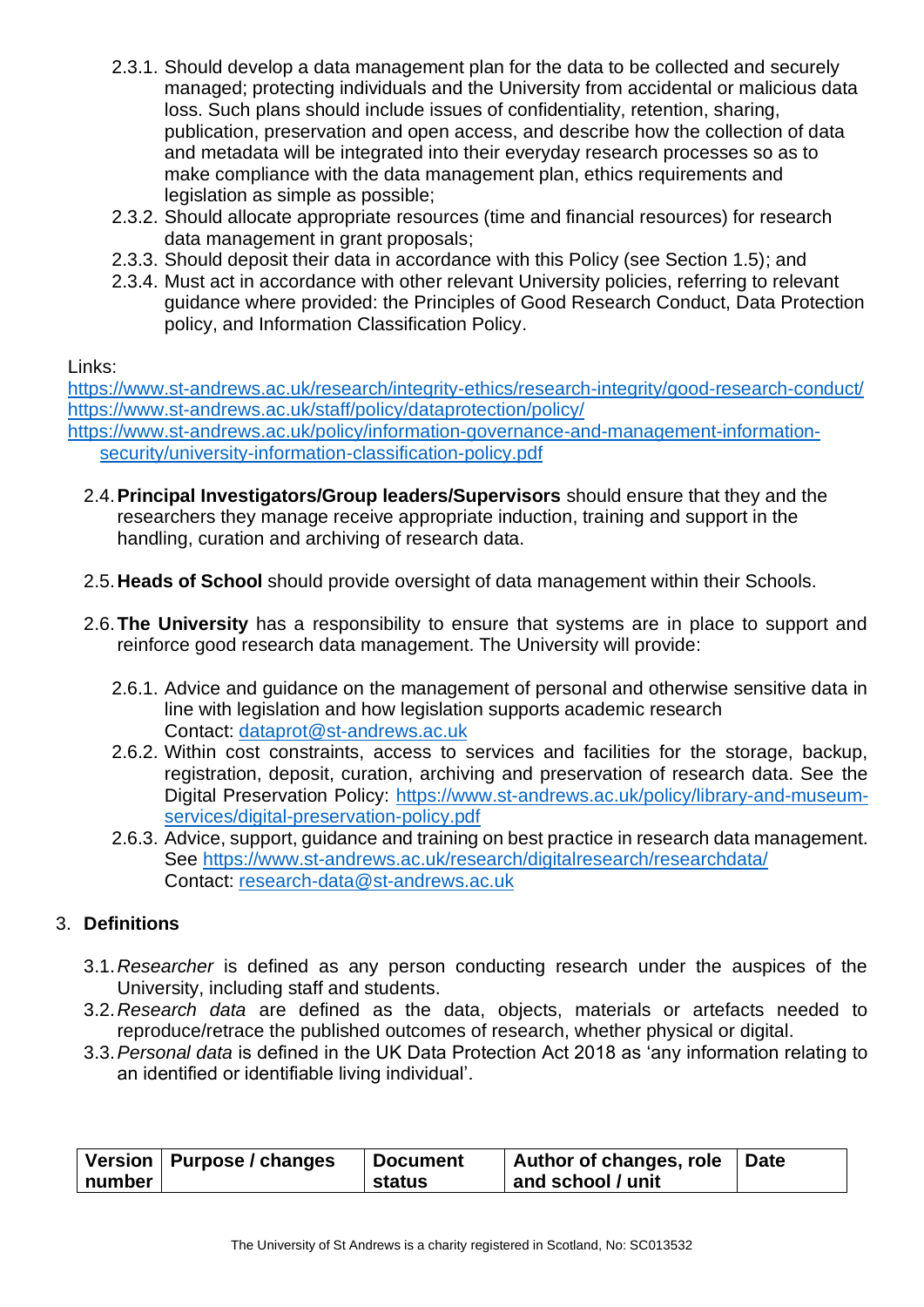2.3.1. Should develop a data management plan for the data to be collected and securely managed; protecting individuals and the University from accidental or malicious data loss. Such plans should include issues of confidentiality, retention, sharing, publication, preservation and open access, and describe how the collection of data and metadata will be integrated into their everyday research processes so as to make compliance with the data management plan, ethics requirements and legislation as simple as possible;

2.3.2. Should allocate appropriate resources (time and financial resources) for research data management in grant proposals;

2.3.3. Should deposit their data in accordance with this Policy (see Section 1.5); and

2.3.4. Must act in accordance with other relevant University policies, referring to relevant guidance where provided: the Principles of Good Research Conduct, Data Protection policy, and Information Classification Policy.

Links:
https://www.st-andrews.ac.uk/research/integrity-ethics/research-integrity/good-research-conduct/
https://www.st-andrews.ac.uk/staff/policy/dataprotection/policy/
https://www.st-andrews.ac.uk/policy/information-governance-and-management-information-security/university-information-classification-policy.pdf

2.4. **Principal Investigators/Group leaders/Supervisors** should ensure that they and the researchers they manage receive appropriate induction, training and support in the handling, curation and archiving of research data.

2.5. **Heads of School** should provide oversight of data management within their Schools.

2.6. **The University** has a responsibility to ensure that systems are in place to support and reinforce good research data management. The University will provide:

2.6.1. Advice and guidance on the management of personal and otherwise sensitive data in line with legislation and how legislation supports academic research
Contact: dataprot@st-andrews.ac.uk

2.6.2. Within cost constraints, access to services and facilities for the storage, backup, registration, deposit, curation, archiving and preservation of research data. See the Digital Preservation Policy: https://www.st-andrews.ac.uk/policy/library-and-museum-services/digital-preservation-policy.pdf

2.6.3. Advice, support, guidance and training on best practice in research data management. See https://www.st-andrews.ac.uk/research/digitalresearch/researchdata/
Contact: research-data@st-andrews.ac.uk

## 3. Definitions

3.1. *Researcher* is defined as any person conducting research under the auspices of the University, including staff and students.

3.2. *Research data* are defined as the data, objects, materials or artefacts needed to reproduce/retrace the published outcomes of research, whether physical or digital.

3.3. *Personal data* is defined in the UK Data Protection Act 2018 as 'any information relating to an identified or identifiable living individual'.

| Version number | Purpose / changes | Document status | Author of changes, role and school / unit | Date |
|---|---|---|---|---|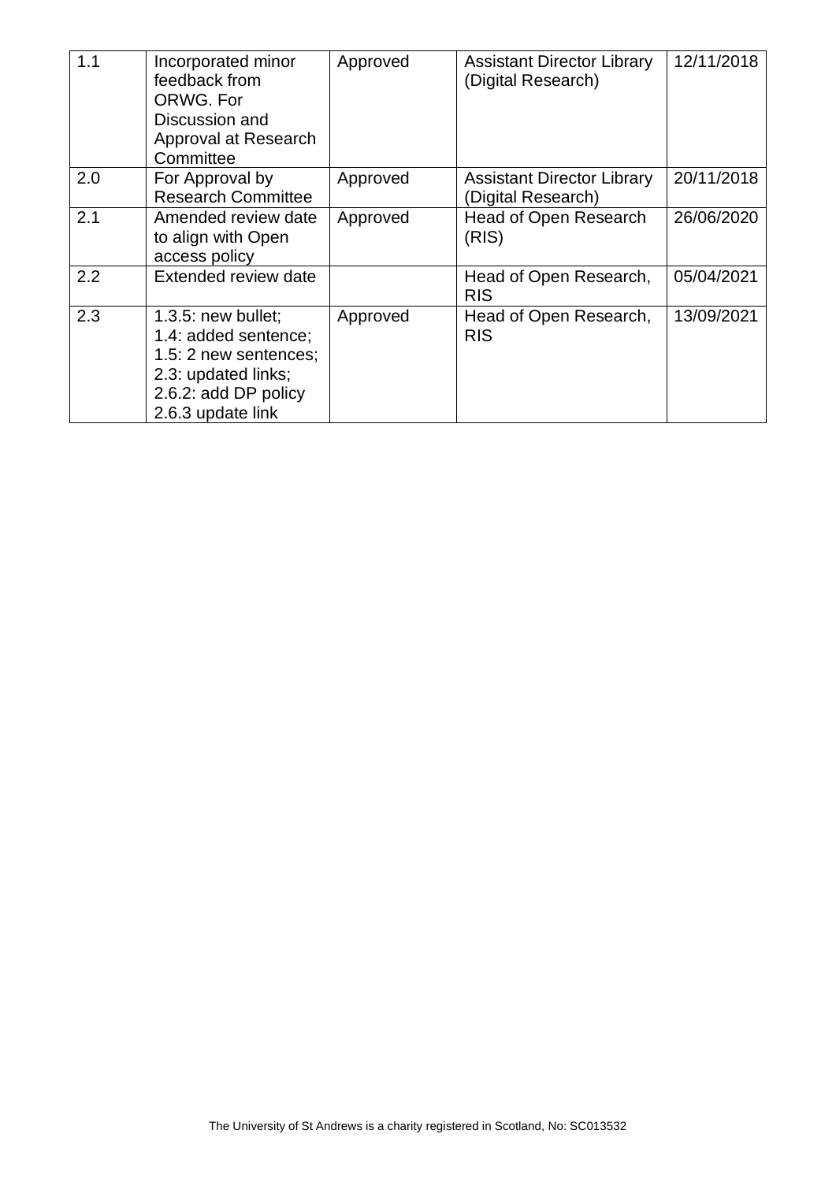| | | | | |
|---|---|---|---|---|
| 1.1 | Incorporated minor feedback from ORWG. For Discussion and Approval at Research Committee | Approved | Assistant Director Library (Digital Research) | 12/11/2018 |
| 2.0 | For Approval by Research Committee | Approved | Assistant Director Library (Digital Research) | 20/11/2018 |
| 2.1 | Amended review date to align with Open access policy | Approved | Head of Open Research (RIS) | 26/06/2020 |
| 2.2 | Extended review date | | Head of Open Research, RIS | 05/04/2021 |
| 2.3 | 1.3.5: new bullet; 1.4: added sentence; 1.5: 2 new sentences; 2.3: updated links; 2.6.2: add DP policy 2.6.3 update link | Approved | Head of Open Research, RIS | 13/09/2021 |